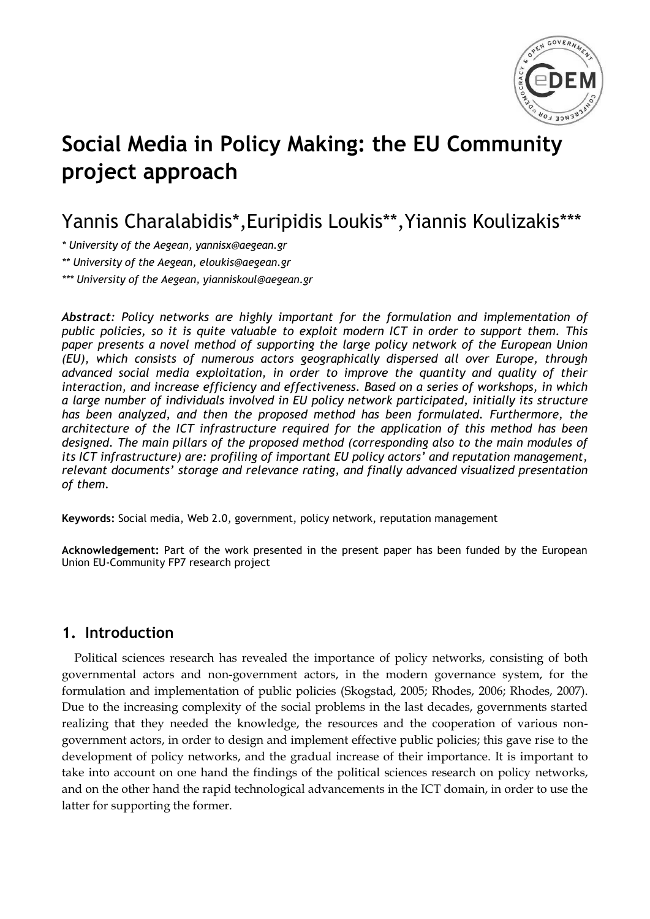# Social Media in Policy Making: the EU Community project approach

## Yannis Charalabidis*,Euripidis Loukis**,Yiannis Koulizakis***

*\* University of the Aegean, yannisx@aegean.gr*

*\*\* University of the Aegean, eloukis@aegean.gr*

*\*\*\* University of the Aegean, yianniskoul@aegean.gr*

***Abstract:*** *Policy networks are highly important for the formulation and implementation of public policies, so it is quite valuable to exploit modern ICT in order to support them. This paper presents a novel method of supporting the large policy network of the European Union (EU), which consists of numerous actors geographically dispersed all over Europe, through advanced social media exploitation, in order to improve the quantity and quality of their interaction, and increase efficiency and effectiveness. Based on a series of workshops, in which a large number of individuals involved in EU policy network participated, initially its structure has been analyzed, and then the proposed method has been formulated. Furthermore, the architecture of the ICT infrastructure required for the application of this method has been designed. The main pillars of the proposed method (corresponding also to the main modules of its ICT infrastructure) are: profiling of important EU policy actors' and reputation management, relevant documents' storage and relevance rating, and finally advanced visualized presentation of them.*

**Keywords:** Social media, Web 2.0, government, policy network, reputation management

**Acknowledgement:** Part of the work presented in the present paper has been funded by the European Union EU-Community FP7 research project

## 1. Introduction

Political sciences research has revealed the importance of policy networks, consisting of both governmental actors and non-government actors, in the modern governance system, for the formulation and implementation of public policies (Skogstad, 2005; Rhodes, 2006; Rhodes, 2007). Due to the increasing complexity of the social problems in the last decades, governments started realizing that they needed the knowledge, the resources and the cooperation of various non-government actors, in order to design and implement effective public policies; this gave rise to the development of policy networks, and the gradual increase of their importance. It is important to take into account on one hand the findings of the political sciences research on policy networks, and on the other hand the rapid technological advancements in the ICT domain, in order to use the latter for supporting the former.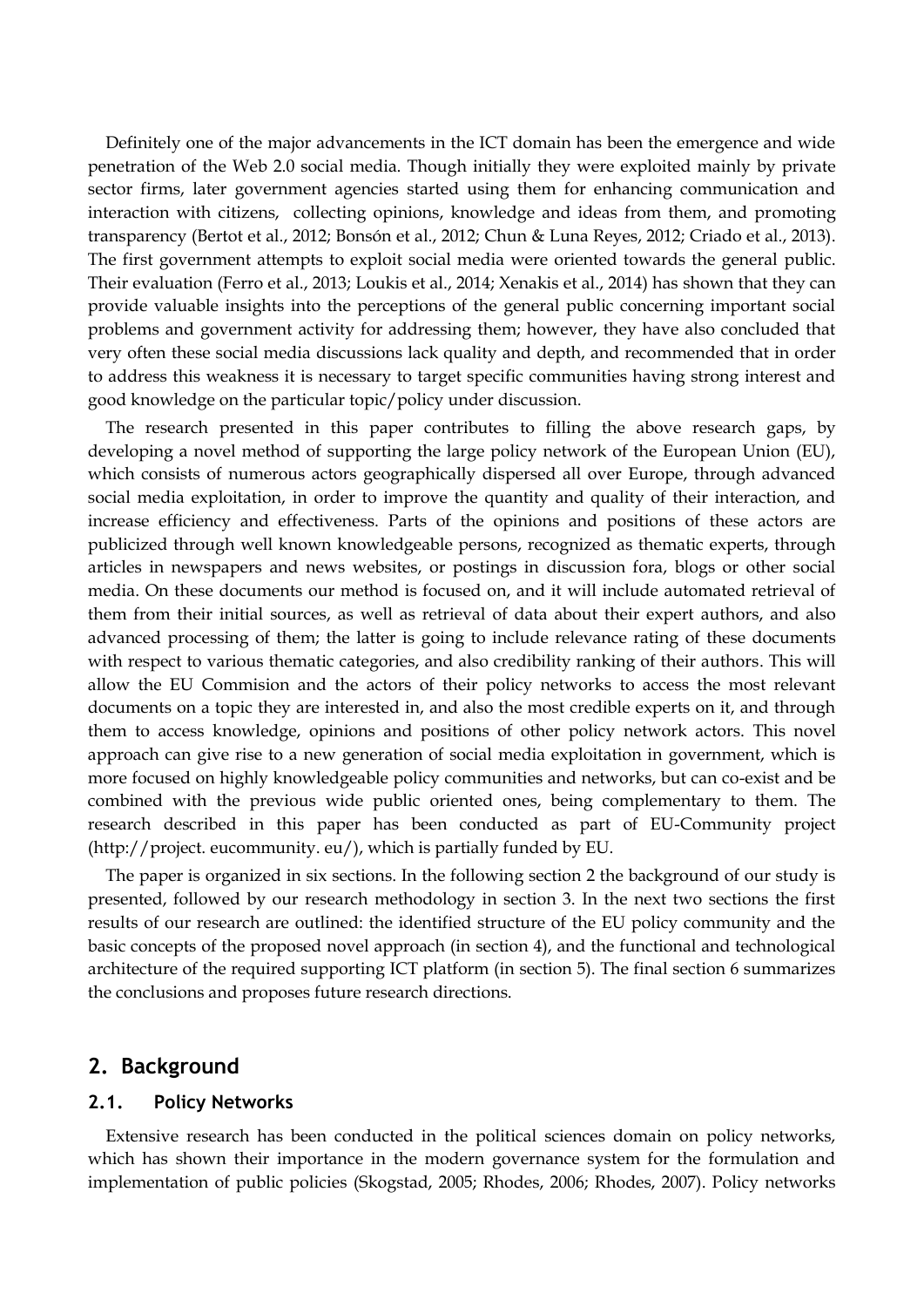Definitely one of the major advancements in the ICT domain has been the emergence and wide penetration of the Web 2.0 social media. Though initially they were exploited mainly by private sector firms, later government agencies started using them for enhancing communication and interaction with citizens, collecting opinions, knowledge and ideas from them, and promoting transparency (Bertot et al., 2012; Bonsón et al., 2012; Chun & Luna Reyes, 2012; Criado et al., 2013). The first government attempts to exploit social media were oriented towards the general public. Their evaluation (Ferro et al., 2013; Loukis et al., 2014; Xenakis et al., 2014) has shown that they can provide valuable insights into the perceptions of the general public concerning important social problems and government activity for addressing them; however, they have also concluded that very often these social media discussions lack quality and depth, and recommended that in order to address this weakness it is necessary to target specific communities having strong interest and good knowledge on the particular topic/policy under discussion.

The research presented in this paper contributes to filling the above research gaps, by developing a novel method of supporting the large policy network of the European Union (EU), which consists of numerous actors geographically dispersed all over Europe, through advanced social media exploitation, in order to improve the quantity and quality of their interaction, and increase efficiency and effectiveness. Parts of the opinions and positions of these actors are publicized through well known knowledgeable persons, recognized as thematic experts, through articles in newspapers and news websites, or postings in discussion fora, blogs or other social media. On these documents our method is focused on, and it will include automated retrieval of them from their initial sources, as well as retrieval of data about their expert authors, and also advanced processing of them; the latter is going to include relevance rating of these documents with respect to various thematic categories, and also credibility ranking of their authors. This will allow the EU Commision and the actors of their policy networks to access the most relevant documents on a topic they are interested in, and also the most credible experts on it, and through them to access knowledge, opinions and positions of other policy network actors. This novel approach can give rise to a new generation of social media exploitation in government, which is more focused on highly knowledgeable policy communities and networks, but can co-exist and be combined with the previous wide public oriented ones, being complementary to them. The research described in this paper has been conducted as part of EU-Community project (http://project. eucommunity. eu/), which is partially funded by EU.

The paper is organized in six sections. In the following section 2 the background of our study is presented, followed by our research methodology in section 3. In the next two sections the first results of our research are outlined: the identified structure of the EU policy community and the basic concepts of the proposed novel approach (in section 4), and the functional and technological architecture of the required supporting ICT platform (in section 5). The final section 6 summarizes the conclusions and proposes future research directions.

## 2. Background

### 2.1. Policy Networks

Extensive research has been conducted in the political sciences domain on policy networks, which has shown their importance in the modern governance system for the formulation and implementation of public policies (Skogstad, 2005; Rhodes, 2006; Rhodes, 2007). Policy networks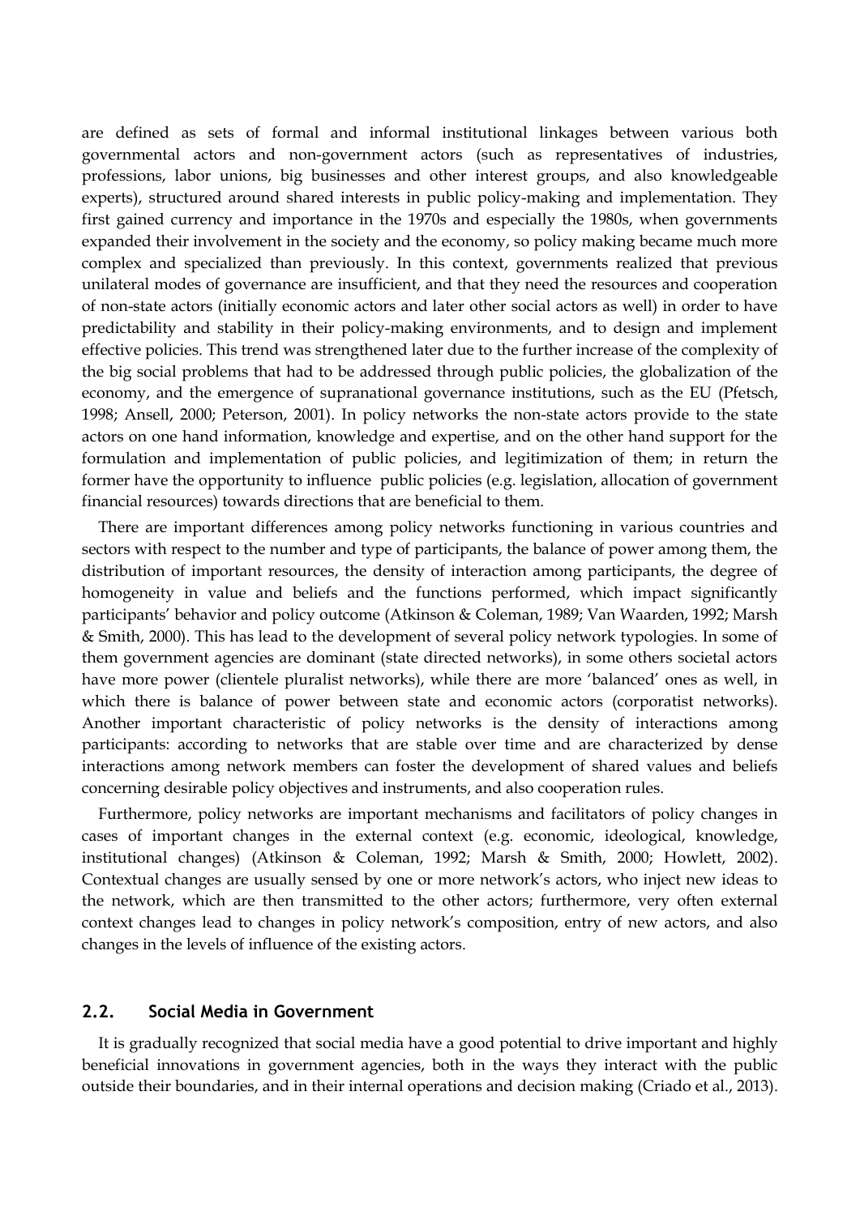are defined as sets of formal and informal institutional linkages between various both governmental actors and non-government actors (such as representatives of industries, professions, labor unions, big businesses and other interest groups, and also knowledgeable experts), structured around shared interests in public policy-making and implementation. They first gained currency and importance in the 1970s and especially the 1980s, when governments expanded their involvement in the society and the economy, so policy making became much more complex and specialized than previously. In this context, governments realized that previous unilateral modes of governance are insufficient, and that they need the resources and cooperation of non-state actors (initially economic actors and later other social actors as well) in order to have predictability and stability in their policy-making environments, and to design and implement effective policies. This trend was strengthened later due to the further increase of the complexity of the big social problems that had to be addressed through public policies, the globalization of the economy, and the emergence of supranational governance institutions, such as the EU (Pfetsch, 1998; Ansell, 2000; Peterson, 2001). In policy networks the non-state actors provide to the state actors on one hand information, knowledge and expertise, and on the other hand support for the formulation and implementation of public policies, and legitimization of them; in return the former have the opportunity to influence public policies (e.g. legislation, allocation of government financial resources) towards directions that are beneficial to them.

There are important differences among policy networks functioning in various countries and sectors with respect to the number and type of participants, the balance of power among them, the distribution of important resources, the density of interaction among participants, the degree of homogeneity in value and beliefs and the functions performed, which impact significantly participants' behavior and policy outcome (Atkinson & Coleman, 1989; Van Waarden, 1992; Marsh & Smith, 2000). This has lead to the development of several policy network typologies. In some of them government agencies are dominant (state directed networks), in some others societal actors have more power (clientele pluralist networks), while there are more 'balanced' ones as well, in which there is balance of power between state and economic actors (corporatist networks). Another important characteristic of policy networks is the density of interactions among participants: according to networks that are stable over time and are characterized by dense interactions among network members can foster the development of shared values and beliefs concerning desirable policy objectives and instruments, and also cooperation rules.

Furthermore, policy networks are important mechanisms and facilitators of policy changes in cases of important changes in the external context (e.g. economic, ideological, knowledge, institutional changes) (Atkinson & Coleman, 1992; Marsh & Smith, 2000; Howlett, 2002). Contextual changes are usually sensed by one or more network's actors, who inject new ideas to the network, which are then transmitted to the other actors; furthermore, very often external context changes lead to changes in policy network's composition, entry of new actors, and also changes in the levels of influence of the existing actors.

## 2.2. Social Media in Government

It is gradually recognized that social media have a good potential to drive important and highly beneficial innovations in government agencies, both in the ways they interact with the public outside their boundaries, and in their internal operations and decision making (Criado et al., 2013).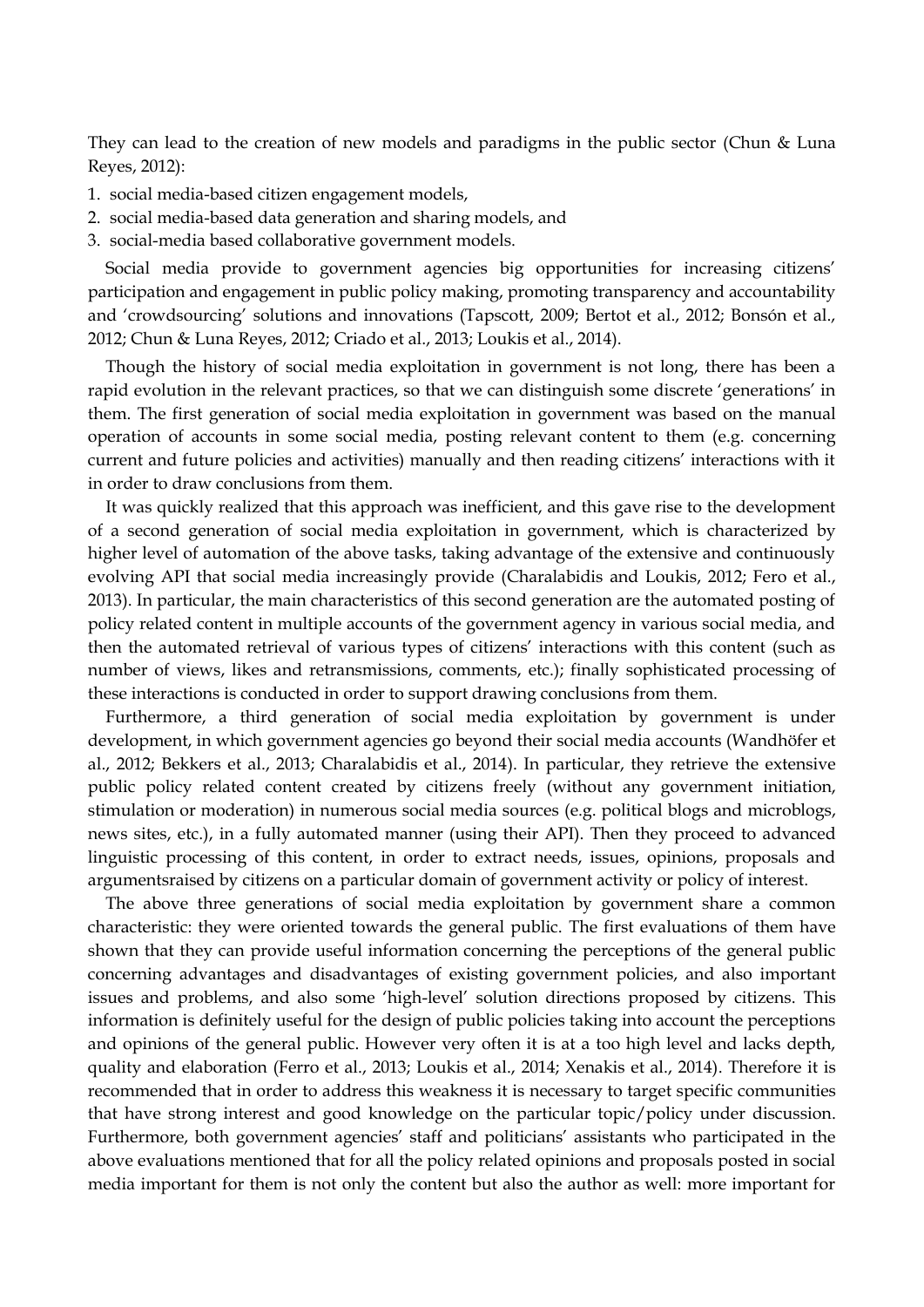They can lead to the creation of new models and paradigms in the public sector (Chun & Luna Reyes, 2012):

1. social media-based citizen engagement models,
2. social media-based data generation and sharing models, and
3. social-media based collaborative government models.

Social media provide to government agencies big opportunities for increasing citizens' participation and engagement in public policy making, promoting transparency and accountability and 'crowdsourcing' solutions and innovations (Tapscott, 2009; Bertot et al., 2012; Bonsón et al., 2012; Chun & Luna Reyes, 2012; Criado et al., 2013; Loukis et al., 2014).

Though the history of social media exploitation in government is not long, there has been a rapid evolution in the relevant practices, so that we can distinguish some discrete 'generations' in them. The first generation of social media exploitation in government was based on the manual operation of accounts in some social media, posting relevant content to them (e.g. concerning current and future policies and activities) manually and then reading citizens' interactions with it in order to draw conclusions from them.

It was quickly realized that this approach was inefficient, and this gave rise to the development of a second generation of social media exploitation in government, which is characterized by higher level of automation of the above tasks, taking advantage of the extensive and continuously evolving API that social media increasingly provide (Charalabidis and Loukis, 2012; Fero et al., 2013). In particular, the main characteristics of this second generation are the automated posting of policy related content in multiple accounts of the government agency in various social media, and then the automated retrieval of various types of citizens' interactions with this content (such as number of views, likes and retransmissions, comments, etc.); finally sophisticated processing of these interactions is conducted in order to support drawing conclusions from them.

Furthermore, a third generation of social media exploitation by government is under development, in which government agencies go beyond their social media accounts (Wandhöfer et al., 2012; Bekkers et al., 2013; Charalabidis et al., 2014). In particular, they retrieve the extensive public policy related content created by citizens freely (without any government initiation, stimulation or moderation) in numerous social media sources (e.g. political blogs and microblogs, news sites, etc.), in a fully automated manner (using their API). Then they proceed to advanced linguistic processing of this content, in order to extract needs, issues, opinions, proposals and argumentsraised by citizens on a particular domain of government activity or policy of interest.

The above three generations of social media exploitation by government share a common characteristic: they were oriented towards the general public. The first evaluations of them have shown that they can provide useful information concerning the perceptions of the general public concerning advantages and disadvantages of existing government policies, and also important issues and problems, and also some 'high-level' solution directions proposed by citizens. This information is definitely useful for the design of public policies taking into account the perceptions and opinions of the general public. However very often it is at a too high level and lacks depth, quality and elaboration (Ferro et al., 2013; Loukis et al., 2014; Xenakis et al., 2014). Therefore it is recommended that in order to address this weakness it is necessary to target specific communities that have strong interest and good knowledge on the particular topic/policy under discussion. Furthermore, both government agencies' staff and politicians' assistants who participated in the above evaluations mentioned that for all the policy related opinions and proposals posted in social media important for them is not only the content but also the author as well: more important for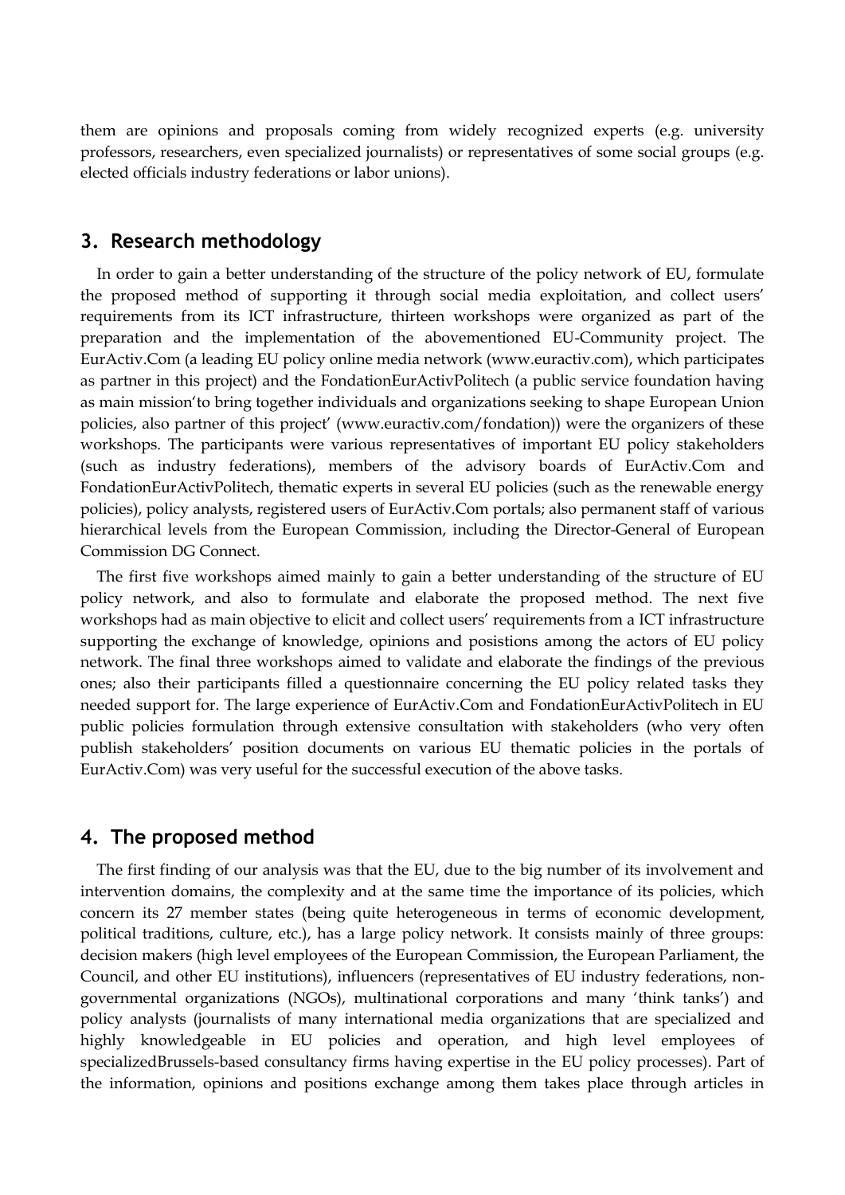them are opinions and proposals coming from widely recognized experts (e.g. university professors, researchers, even specialized journalists) or representatives of some social groups (e.g. elected officials industry federations or labor unions).

## 3. Research methodology

In order to gain a better understanding of the structure of the policy network of EU, formulate the proposed method of supporting it through social media exploitation, and collect users' requirements from its ICT infrastructure, thirteen workshops were organized as part of the preparation and the implementation of the abovementioned EU-Community project. The EurActiv.Com (a leading EU policy online media network (www.euractiv.com), which participates as partner in this project) and the FondationEurActivPolitech (a public service foundation having as main mission'to bring together individuals and organizations seeking to shape European Union policies, also partner of this project' (www.euractiv.com/fondation)) were the organizers of these workshops. The participants were various representatives of important EU policy stakeholders (such as industry federations), members of the advisory boards of EurActiv.Com and FondationEurActivPolitech, thematic experts in several EU policies (such as the renewable energy policies), policy analysts, registered users of EurActiv.Com portals; also permanent staff of various hierarchical levels from the European Commission, including the Director-General of European Commission DG Connect.

The first five workshops aimed mainly to gain a better understanding of the structure of EU policy network, and also to formulate and elaborate the proposed method. The next five workshops had as main objective to elicit and collect users' requirements from a ICT infrastructure supporting the exchange of knowledge, opinions and posistions among the actors of EU policy network. The final three workshops aimed to validate and elaborate the findings of the previous ones; also their participants filled a questionnaire concerning the EU policy related tasks they needed support for. The large experience of EurActiv.Com and FondationEurActivPolitech in EU public policies formulation through extensive consultation with stakeholders (who very often publish stakeholders' position documents on various EU thematic policies in the portals of EurActiv.Com) was very useful for the successful execution of the above tasks.

## 4. The proposed method

The first finding of our analysis was that the EU, due to the big number of its involvement and intervention domains, the complexity and at the same time the importance of its policies, which concern its 27 member states (being quite heterogeneous in terms of economic development, political traditions, culture, etc.), has a large policy network. It consists mainly of three groups: decision makers (high level employees of the European Commission, the European Parliament, the Council, and other EU institutions), influencers (representatives of EU industry federations, non-governmental organizations (NGOs), multinational corporations and many 'think tanks') and policy analysts (journalists of many international media organizations that are specialized and highly knowledgeable in EU policies and operation, and high level employees of specializedBrussels-based consultancy firms having expertise in the EU policy processes). Part of the information, opinions and positions exchange among them takes place through articles in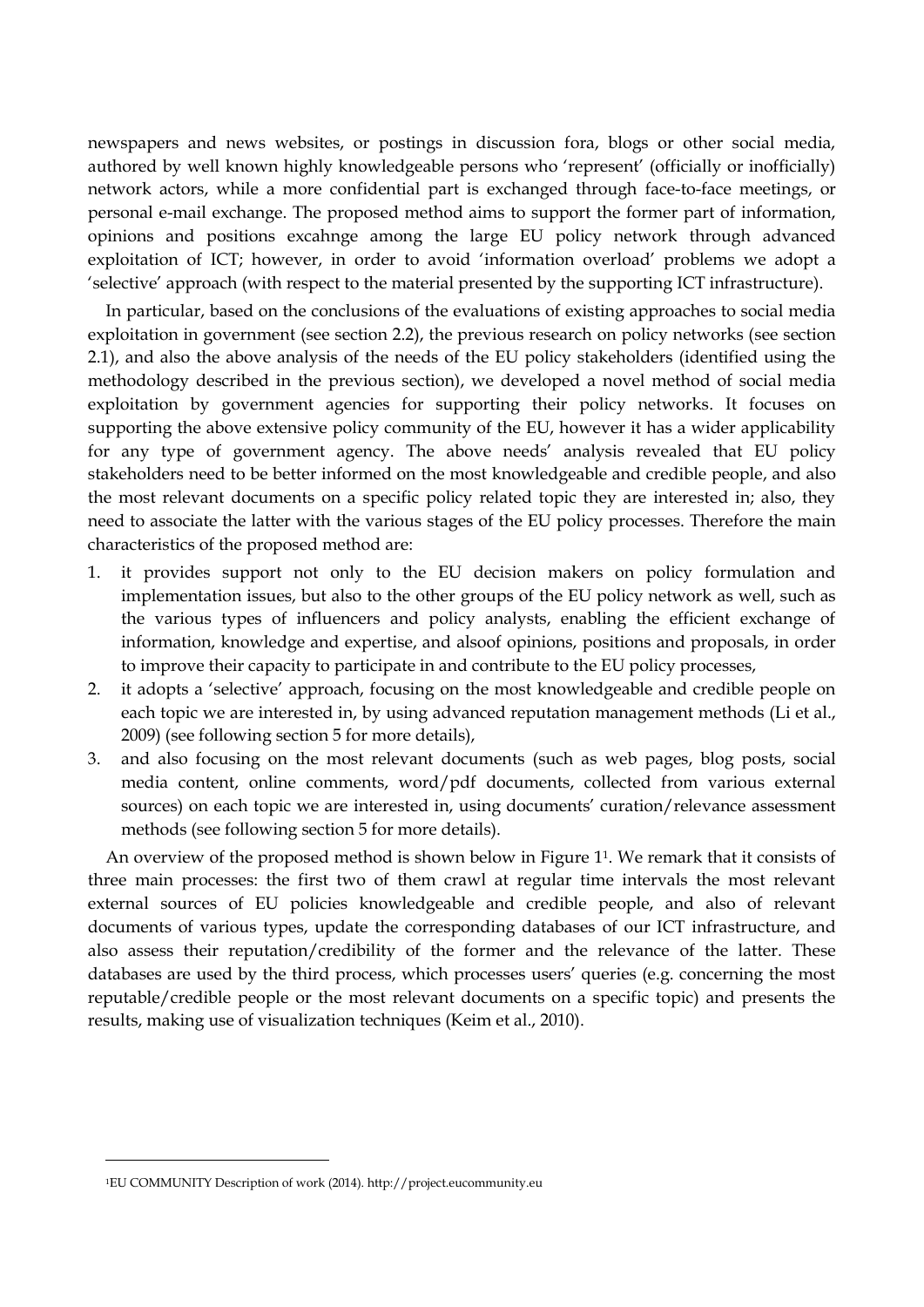newspapers and news websites, or postings in discussion fora, blogs or other social media, authored by well known highly knowledgeable persons who 'represent' (officially or inofficially) network actors, while a more confidential part is exchanged through face-to-face meetings, or personal e-mail exchange. The proposed method aims to support the former part of information, opinions and positions excahnge among the large EU policy network through advanced exploitation of ICT; however, in order to avoid 'information overload' problems we adopt a 'selective' approach (with respect to the material presented by the supporting ICT infrastructure).

In particular, based on the conclusions of the evaluations of existing approaches to social media exploitation in government (see section 2.2), the previous research on policy networks (see section 2.1), and also the above analysis of the needs of the EU policy stakeholders (identified using the methodology described in the previous section), we developed a novel method of social media exploitation by government agencies for supporting their policy networks. It focuses on supporting the above extensive policy community of the EU, however it has a wider applicability for any type of government agency. The above needs' analysis revealed that EU policy stakeholders need to be better informed on the most knowledgeable and credible people, and also the most relevant documents on a specific policy related topic they are interested in; also, they need to associate the latter with the various stages of the EU policy processes. Therefore the main characteristics of the proposed method are:

1. it provides support not only to the EU decision makers on policy formulation and implementation issues, but also to the other groups of the EU policy network as well, such as the various types of influencers and policy analysts, enabling the efficient exchange of information, knowledge and expertise, and alsoof opinions, positions and proposals, in order to improve their capacity to participate in and contribute to the EU policy processes,
2. it adopts a 'selective' approach, focusing on the most knowledgeable and credible people on each topic we are interested in, by using advanced reputation management methods (Li et al., 2009) (see following section 5 for more details),
3. and also focusing on the most relevant documents (such as web pages, blog posts, social media content, online comments, word/pdf documents, collected from various external sources) on each topic we are interested in, using documents' curation/relevance assessment methods (see following section 5 for more details).

An overview of the proposed method is shown below in Figure 1[1]. We remark that it consists of three main processes: the first two of them crawl at regular time intervals the most relevant external sources of EU policies knowledgeable and credible people, and also of relevant documents of various types, update the corresponding databases of our ICT infrastructure, and also assess their reputation/credibility of the former and the relevance of the latter. These databases are used by the third process, which processes users' queries (e.g. concerning the most reputable/credible people or the most relevant documents on a specific topic) and presents the results, making use of visualization techniques (Keim et al., 2010).

[1] EU COMMUNITY Description of work (2014). http://project.eucommunity.eu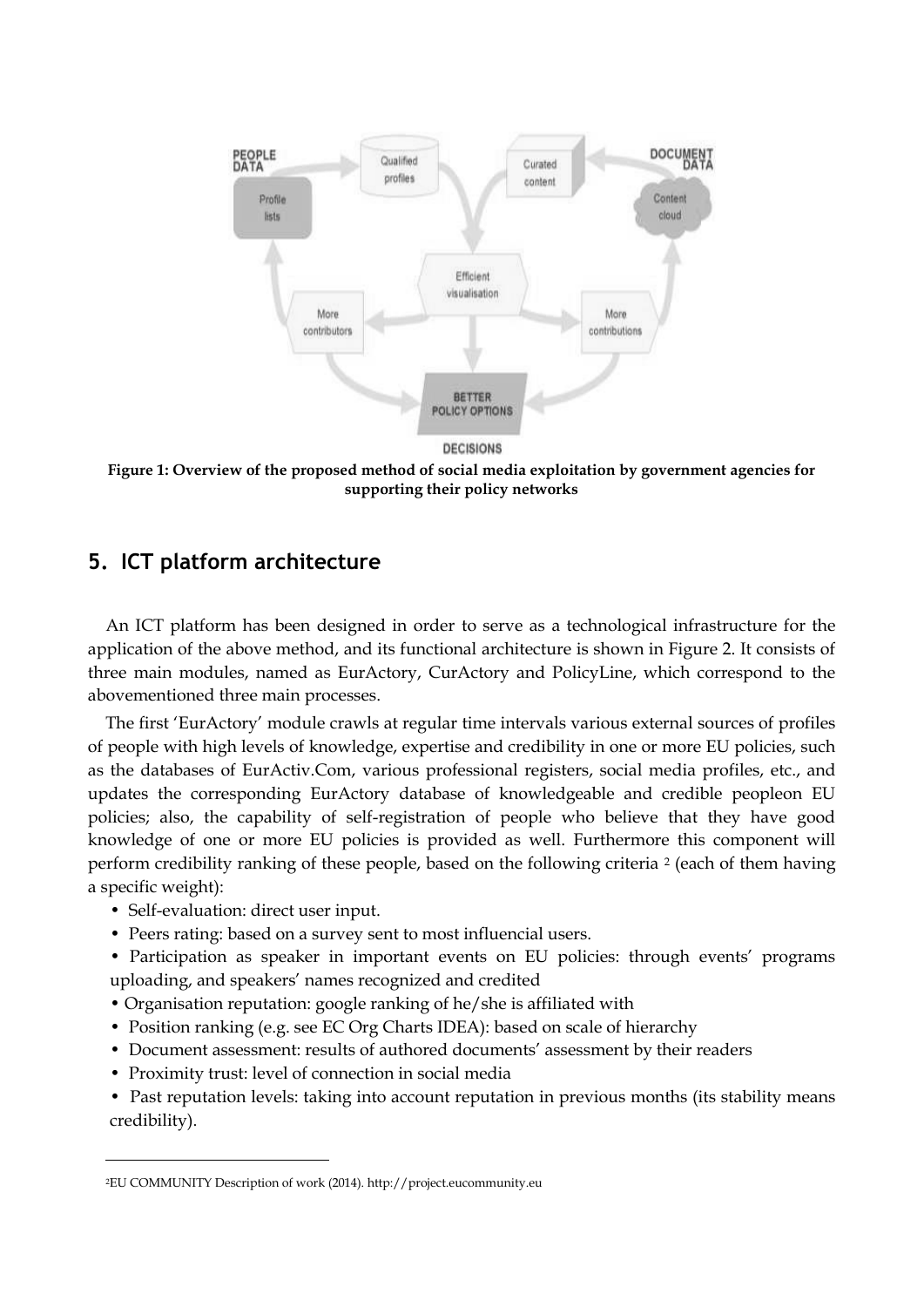**Figure 1: Overview of the proposed method of social media exploitation by government agencies for supporting their policy networks**

## 5. ICT platform architecture

An ICT platform has been designed in order to serve as a technological infrastructure for the application of the above method, and its functional architecture is shown in Figure 2. It consists of three main modules, named as EurActory, CurActory and PolicyLine, which correspond to the abovementioned three main processes.

The first 'EurActory' module crawls at regular time intervals various external sources of profiles of people with high levels of knowledge, expertise and credibility in one or more EU policies, such as the databases of EurActiv.Com, various professional registers, social media profiles, etc., and updates the corresponding EurActory database of knowledgeable and credible peopleon EU policies; also, the capability of self-registration of people who believe that they have good knowledge of one or more EU policies is provided as well. Furthermore this component will perform credibility ranking of these people, based on the following criteria [2] (each of them having a specific weight):

- Self-evaluation: direct user input.
- Peers rating: based on a survey sent to most influencial users.
- Participation as speaker in important events on EU policies: through events' programs uploading, and speakers' names recognized and credited
- Organisation reputation: google ranking of he/she is affiliated with
- Position ranking (e.g. see EC Org Charts IDEA): based on scale of hierarchy
- Document assessment: results of authored documents' assessment by their readers
- Proximity trust: level of connection in social media
- Past reputation levels: taking into account reputation in previous months (its stability means credibility).

[2] EU COMMUNITY Description of work (2014). http://project.eucommunity.eu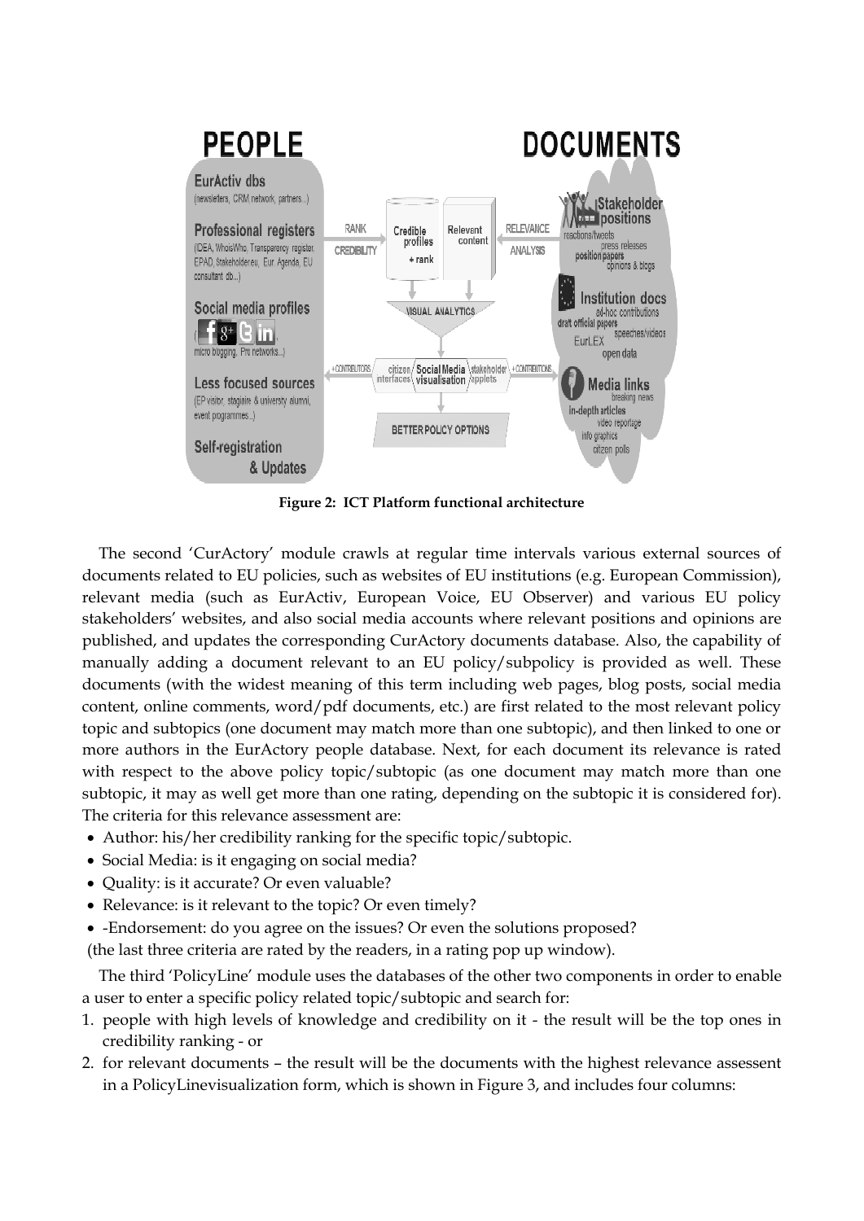**Figure 2: ICT Platform functional architecture**

The second 'CurActory' module crawls at regular time intervals various external sources of documents related to EU policies, such as websites of EU institutions (e.g. European Commission), relevant media (such as EurActiv, European Voice, EU Observer) and various EU policy stakeholders' websites, and also social media accounts where relevant positions and opinions are published, and updates the corresponding CurActory documents database. Also, the capability of manually adding a document relevant to an EU policy/subpolicy is provided as well. These documents (with the widest meaning of this term including web pages, blog posts, social media content, online comments, word/pdf documents, etc.) are first related to the most relevant policy topic and subtopics (one document may match more than one subtopic), and then linked to one or more authors in the EurActory people database. Next, for each document its relevance is rated with respect to the above policy topic/subtopic (as one document may match more than one subtopic, it may as well get more than one rating, depending on the subtopic it is considered for). The criteria for this relevance assessment are:

- Author: his/her credibility ranking for the specific topic/subtopic.
- Social Media: is it engaging on social media?
- Quality: is it accurate? Or even valuable?
- Relevance: is it relevant to the topic? Or even timely?
- -Endorsement: do you agree on the issues? Or even the solutions proposed?

(the last three criteria are rated by the readers, in a rating pop up window).

The third 'PolicyLine' module uses the databases of the other two components in order to enable a user to enter a specific policy related topic/subtopic and search for:

1. people with high levels of knowledge and credibility on it - the result will be the top ones in credibility ranking - or
2. for relevant documents – the result will be the documents with the highest relevance assessent in a PolicyLinevisualization form, which is shown in Figure 3, and includes four columns: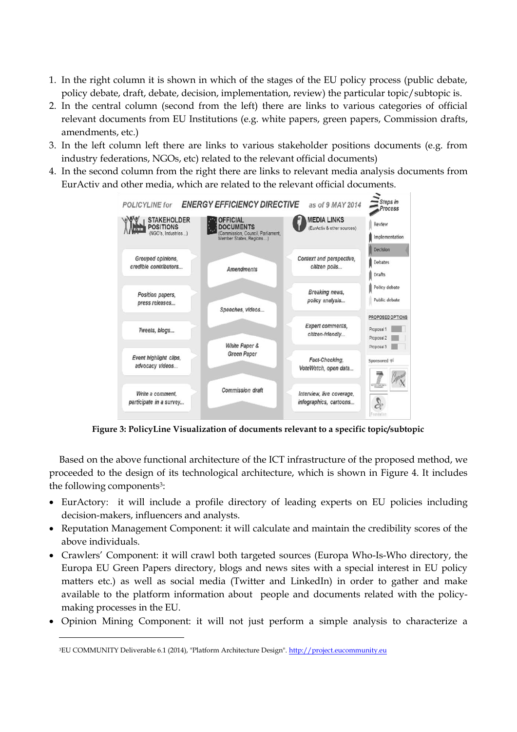1. In the right column it is shown in which of the stages of the EU policy process (public debate, policy debate, draft, debate, decision, implementation, review) the particular topic/subtopic is.
2. In the central column (second from the left) there are links to various categories of official relevant documents from EU Institutions (e.g. white papers, green papers, Commission drafts, amendments, etc.)
3. In the left column left there are links to various stakeholder positions documents (e.g. from industry federations, NGOs, etc) related to the relevant official documents)
4. In the second column from the right there are links to relevant media analysis documents from EurActiv and other media, which are related to the relevant official documents.

**Figure 3: PolicyLine Visualization of documents relevant to a specific topic/subtopic**

Based on the above functional architecture of the ICT infrastructure of the proposed method, we proceeded to the design of its technological architecture, which is shown in Figure 4. It includes the following components[3]:

- EurActory: it will include a profile directory of leading experts on EU policies including decision-makers, influencers and analysts.
- Reputation Management Component: it will calculate and maintain the credibility scores of the above individuals.
- Crawlers' Component: it will crawl both targeted sources (Europa Who-Is-Who directory, the Europa EU Green Papers directory, blogs and news sites with a special interest in EU policy matters etc.) as well as social media (Twitter and LinkedIn) in order to gather and make available to the platform information about people and documents related with the policy-making processes in the EU.
- Opinion Mining Component: it will not just perform a simple analysis to characterize a

[3]EU COMMUNITY Deliverable 6.1 (2014), "Platform Architecture Design". http://project.eucommunity.eu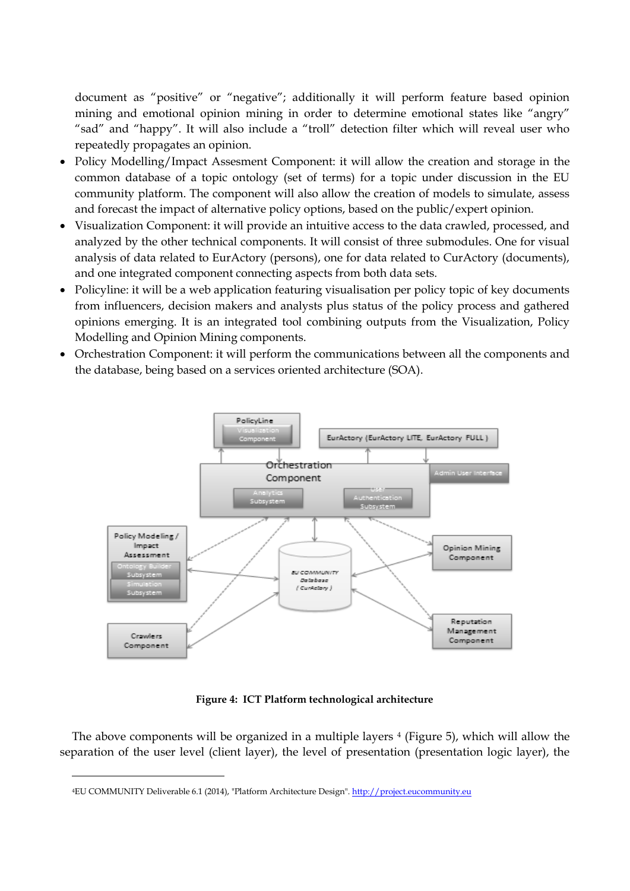document as "positive" or "negative"; additionally it will perform feature based opinion mining and emotional opinion mining in order to determine emotional states like "angry" "sad" and "happy". It will also include a "troll" detection filter which will reveal user who repeatedly propagates an opinion.

- Policy Modelling/Impact Assesment Component: it will allow the creation and storage in the common database of a topic ontology (set of terms) for a topic under discussion in the EU community platform. The component will also allow the creation of models to simulate, assess and forecast the impact of alternative policy options, based on the public/expert opinion.
- Visualization Component: it will provide an intuitive access to the data crawled, processed, and analyzed by the other technical components. It will consist of three submodules. One for visual analysis of data related to EurActory (persons), one for data related to CurActory (documents), and one integrated component connecting aspects from both data sets.
- Policyline: it will be a web application featuring visualisation per policy topic of key documents from influencers, decision makers and analysts plus status of the policy process and gathered opinions emerging. It is an integrated tool combining outputs from the Visualization, Policy Modelling and Opinion Mining components.
- Orchestration Component: it will perform the communications between all the components and the database, being based on a services oriented architecture (SOA).

**Figure 4: ICT Platform technological architecture**

The above components will be organized in a multiple layers [4] (Figure 5), which will allow the separation of the user level (client layer), the level of presentation (presentation logic layer), the

[4] EU COMMUNITY Deliverable 6.1 (2014), "Platform Architecture Design". http://project.eucommunity.eu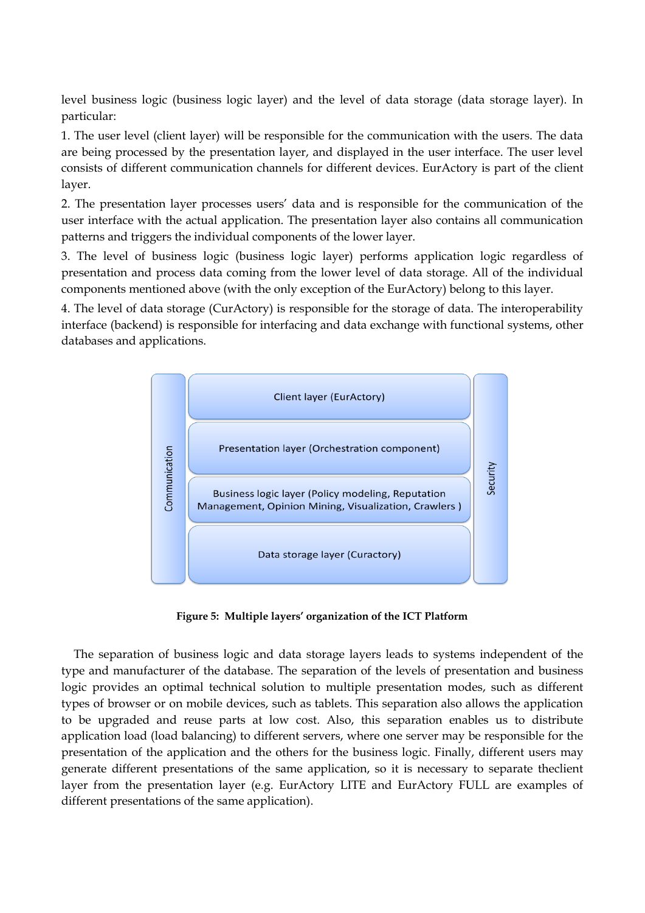level business logic (business logic layer) and the level of data storage (data storage layer). In particular:

1. The user level (client layer) will be responsible for the communication with the users. The data are being processed by the presentation layer, and displayed in the user interface. The user level consists of different communication channels for different devices. EurActory is part of the client layer.

2. The presentation layer processes users' data and is responsible for the communication of the user interface with the actual application. The presentation layer also contains all communication patterns and triggers the individual components of the lower layer.

3. The level of business logic (business logic layer) performs application logic regardless of presentation and process data coming from the lower level of data storage. All of the individual components mentioned above (with the only exception of the EurActory) belong to this layer.

4. The level of data storage (CurActory) is responsible for the storage of data. The interoperability interface (backend) is responsible for interfacing and data exchange with functional systems, other databases and applications.

**Figure 5: Multiple layers' organization of the ICT Platform**

The separation of business logic and data storage layers leads to systems independent of the type and manufacturer of the database. The separation of the levels of presentation and business logic provides an optimal technical solution to multiple presentation modes, such as different types of browser or on mobile devices, such as tablets. This separation also allows the application to be upgraded and reuse parts at low cost. Also, this separation enables us to distribute application load (load balancing) to different servers, where one server may be responsible for the presentation of the application and the others for the business logic. Finally, different users may generate different presentations of the same application, so it is necessary to separate theclient layer from the presentation layer (e.g. EurActory LITE and EurActory FULL are examples of different presentations of the same application).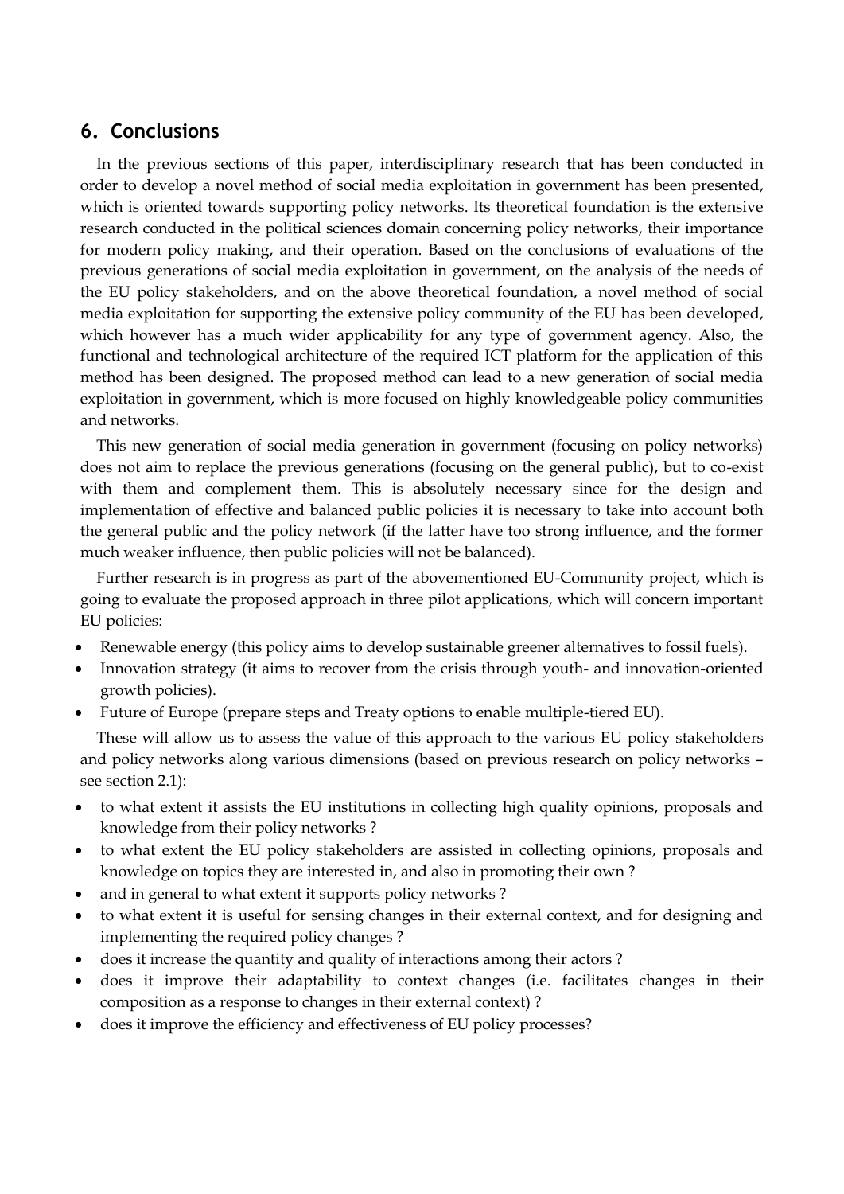## 6. Conclusions

In the previous sections of this paper, interdisciplinary research that has been conducted in order to develop a novel method of social media exploitation in government has been presented, which is oriented towards supporting policy networks. Its theoretical foundation is the extensive research conducted in the political sciences domain concerning policy networks, their importance for modern policy making, and their operation. Based on the conclusions of evaluations of the previous generations of social media exploitation in government, on the analysis of the needs of the EU policy stakeholders, and on the above theoretical foundation, a novel method of social media exploitation for supporting the extensive policy community of the EU has been developed, which however has a much wider applicability for any type of government agency. Also, the functional and technological architecture of the required ICT platform for the application of this method has been designed. The proposed method can lead to a new generation of social media exploitation in government, which is more focused on highly knowledgeable policy communities and networks.

This new generation of social media generation in government (focusing on policy networks) does not aim to replace the previous generations (focusing on the general public), but to co-exist with them and complement them. This is absolutely necessary since for the design and implementation of effective and balanced public policies it is necessary to take into account both the general public and the policy network (if the latter have too strong influence, and the former much weaker influence, then public policies will not be balanced).

Further research is in progress as part of the abovementioned EU-Community project, which is going to evaluate the proposed approach in three pilot applications, which will concern important EU policies:

- Renewable energy (this policy aims to develop sustainable greener alternatives to fossil fuels).
- Innovation strategy (it aims to recover from the crisis through youth- and innovation-oriented growth policies).
- Future of Europe (prepare steps and Treaty options to enable multiple-tiered EU).

These will allow us to assess the value of this approach to the various EU policy stakeholders and policy networks along various dimensions (based on previous research on policy networks – see section 2.1):

- to what extent it assists the EU institutions in collecting high quality opinions, proposals and knowledge from their policy networks ?
- to what extent the EU policy stakeholders are assisted in collecting opinions, proposals and knowledge on topics they are interested in, and also in promoting their own ?
- and in general to what extent it supports policy networks ?
- to what extent it is useful for sensing changes in their external context, and for designing and implementing the required policy changes ?
- does it increase the quantity and quality of interactions among their actors ?
- does it improve their adaptability to context changes (i.e. facilitates changes in their composition as a response to changes in their external context) ?
- does it improve the efficiency and effectiveness of EU policy processes?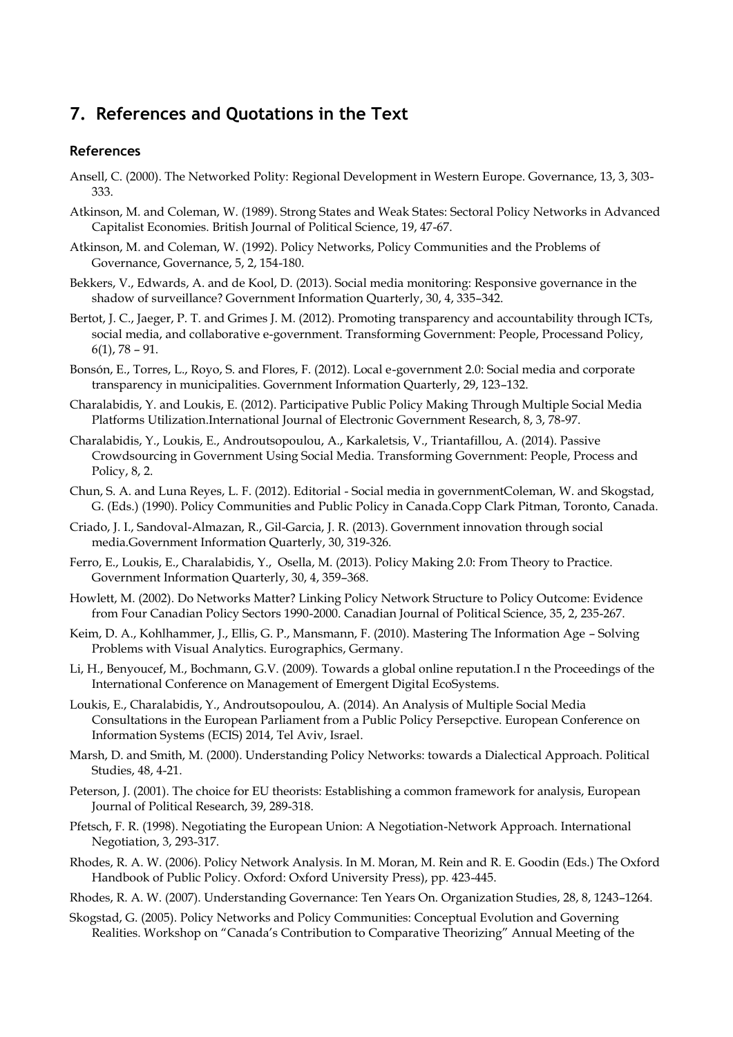## 7. References and Quotations in the Text

### References

Ansell, C. (2000). The Networked Polity: Regional Development in Western Europe. Governance, 13, 3, 303-333.

Atkinson, M. and Coleman, W. (1989). Strong States and Weak States: Sectoral Policy Networks in Advanced Capitalist Economies. British Journal of Political Science, 19, 47-67.

Atkinson, M. and Coleman, W. (1992). Policy Networks, Policy Communities and the Problems of Governance, Governance, 5, 2, 154-180.

Bekkers, V., Edwards, A. and de Kool, D. (2013). Social media monitoring: Responsive governance in the shadow of surveillance? Government Information Quarterly, 30, 4, 335–342.

Bertot, J. C., Jaeger, P. T. and Grimes J. M. (2012). Promoting transparency and accountability through ICTs, social media, and collaborative e-government. Transforming Government: People, Processand Policy, 6(1), 78 – 91.

Bonsón, E., Torres, L., Royo, S. and Flores, F. (2012). Local e-government 2.0: Social media and corporate transparency in municipalities. Government Information Quarterly, 29, 123–132.

Charalabidis, Y. and Loukis, E. (2012). Participative Public Policy Making Through Multiple Social Media Platforms Utilization.International Journal of Electronic Government Research, 8, 3, 78-97.

Charalabidis, Y., Loukis, E., Androutsopoulou, A., Karkaletsis, V., Triantafillou, A. (2014). Passive Crowdsourcing in Government Using Social Media. Transforming Government: People, Process and Policy, 8, 2.

Chun, S. A. and Luna Reyes, L. F. (2012). Editorial - Social media in governmentColeman, W. and Skogstad, G. (Eds.) (1990). Policy Communities and Public Policy in Canada.Copp Clark Pitman, Toronto, Canada.

Criado, J. I., Sandoval-Almazan, R., Gil-Garcia, J. R. (2013). Government innovation through social media.Government Information Quarterly, 30, 319-326.

Ferro, E., Loukis, E., Charalabidis, Y., Osella, M. (2013). Policy Making 2.0: From Theory to Practice. Government Information Quarterly, 30, 4, 359–368.

Howlett, M. (2002). Do Networks Matter? Linking Policy Network Structure to Policy Outcome: Evidence from Four Canadian Policy Sectors 1990-2000. Canadian Journal of Political Science, 35, 2, 235-267.

Keim, D. A., Kohlhammer, J., Ellis, G. P., Mansmann, F. (2010). Mastering The Information Age – Solving Problems with Visual Analytics. Eurographics, Germany.

Li, H., Benyoucef, M., Bochmann, G.V. (2009). Towards a global online reputation.I n the Proceedings of the International Conference on Management of Emergent Digital EcoSystems.

Loukis, E., Charalabidis, Y., Androutsopoulou, A. (2014). An Analysis of Multiple Social Media Consultations in the European Parliament from a Public Policy Persepctive. European Conference on Information Systems (ECIS) 2014, Tel Aviv, Israel.

Marsh, D. and Smith, M. (2000). Understanding Policy Networks: towards a Dialectical Approach. Political Studies, 48, 4-21.

Peterson, J. (2001). The choice for EU theorists: Establishing a common framework for analysis, European Journal of Political Research, 39, 289-318.

Pfetsch, F. R. (1998). Negotiating the European Union: A Negotiation-Network Approach. International Negotiation, 3, 293-317.

Rhodes, R. A. W. (2006). Policy Network Analysis. In M. Moran, M. Rein and R. E. Goodin (Eds.) The Oxford Handbook of Public Policy. Oxford: Oxford University Press), pp. 423-445.

Rhodes, R. A. W. (2007). Understanding Governance: Ten Years On. Organization Studies, 28, 8, 1243–1264.

Skogstad, G. (2005). Policy Networks and Policy Communities: Conceptual Evolution and Governing Realities. Workshop on "Canada's Contribution to Comparative Theorizing" Annual Meeting of the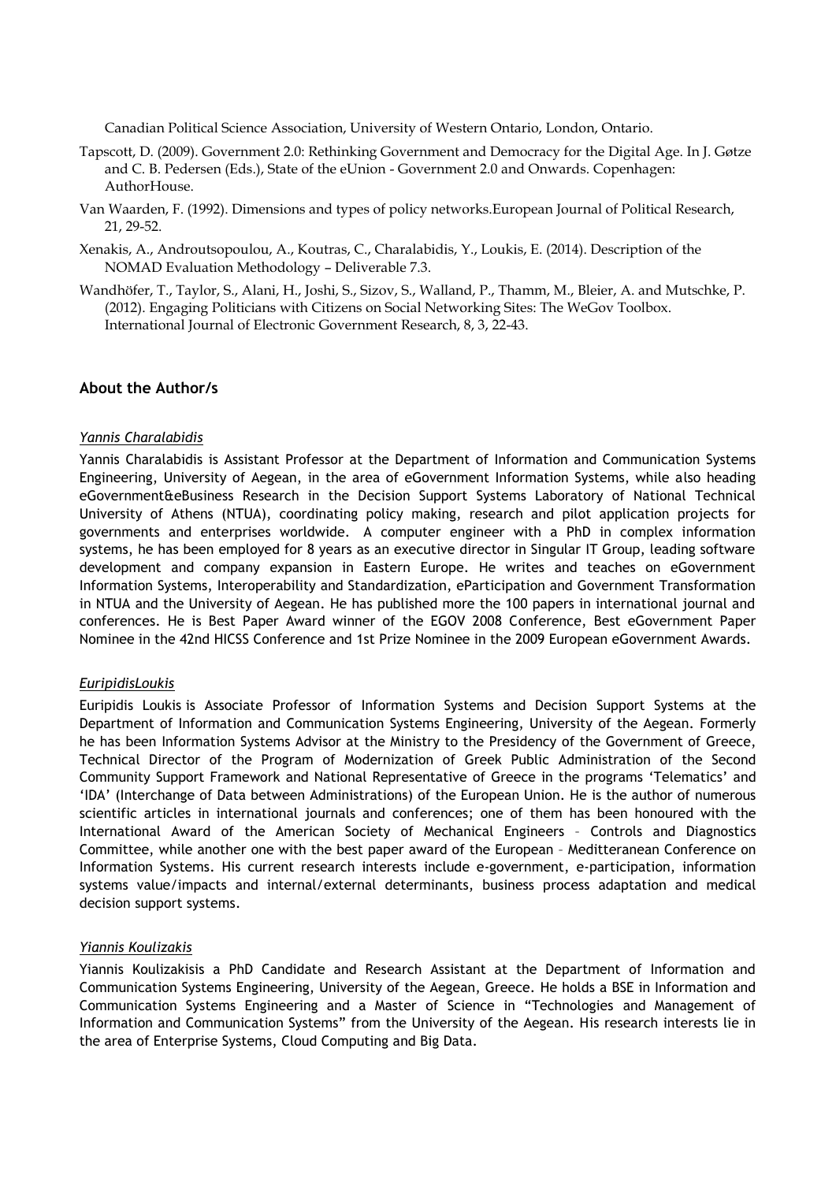Canadian Political Science Association, University of Western Ontario, London, Ontario.

Tapscott, D. (2009). Government 2.0: Rethinking Government and Democracy for the Digital Age. In J. Gøtze and C. B. Pedersen (Eds.), State of the eUnion - Government 2.0 and Onwards. Copenhagen: AuthorHouse.

Van Waarden, F. (1992). Dimensions and types of policy networks.European Journal of Political Research, 21, 29-52.

Xenakis, A., Androutsopoulou, A., Koutras, C., Charalabidis, Y., Loukis, E. (2014). Description of the NOMAD Evaluation Methodology – Deliverable 7.3.

Wandhöfer, T., Taylor, S., Alani, H., Joshi, S., Sizov, S., Walland, P., Thamm, M., Bleier, A. and Mutschke, P. (2012). Engaging Politicians with Citizens on Social Networking Sites: The WeGov Toolbox. International Journal of Electronic Government Research, 8, 3, 22-43.

## About the Author/s

*Yannis Charalabidis*

Yannis Charalabidis is Assistant Professor at the Department of Information and Communication Systems Engineering, University of Aegean, in the area of eGovernment Information Systems, while also heading eGovernment&eBusiness Research in the Decision Support Systems Laboratory of National Technical University of Athens (NTUA), coordinating policy making, research and pilot application projects for governments and enterprises worldwide. A computer engineer with a PhD in complex information systems, he has been employed for 8 years as an executive director in Singular IT Group, leading software development and company expansion in Eastern Europe. He writes and teaches on eGovernment Information Systems, Interoperability and Standardization, eParticipation and Government Transformation in NTUA and the University of Aegean. He has published more the 100 papers in international journal and conferences. He is Best Paper Award winner of the EGOV 2008 Conference, Best eGovernment Paper Nominee in the 42nd HICSS Conference and 1st Prize Nominee in the 2009 European eGovernment Awards.

*EuripidisLoukis*

Euripidis Loukis is Associate Professor of Information Systems and Decision Support Systems at the Department of Information and Communication Systems Engineering, University of the Aegean. Formerly he has been Information Systems Advisor at the Ministry to the Presidency of the Government of Greece, Technical Director of the Program of Modernization of Greek Public Administration of the Second Community Support Framework and National Representative of Greece in the programs 'Telematics' and 'IDA' (Interchange of Data between Administrations) of the European Union. He is the author of numerous scientific articles in international journals and conferences; one of them has been honoured with the International Award of the American Society of Mechanical Engineers – Controls and Diagnostics Committee, while another one with the best paper award of the European – Meditteranean Conference on Information Systems. His current research interests include e-government, e-participation, information systems value/impacts and internal/external determinants, business process adaptation and medical decision support systems.

*Yiannis Koulizakis*

Yiannis Koulizakisis a PhD Candidate and Research Assistant at the Department of Information and Communication Systems Engineering, University of the Aegean, Greece. He holds a BSE in Information and Communication Systems Engineering and a Master of Science in "Technologies and Management of Information and Communication Systems" from the University of the Aegean. His research interests lie in the area of Enterprise Systems, Cloud Computing and Big Data.